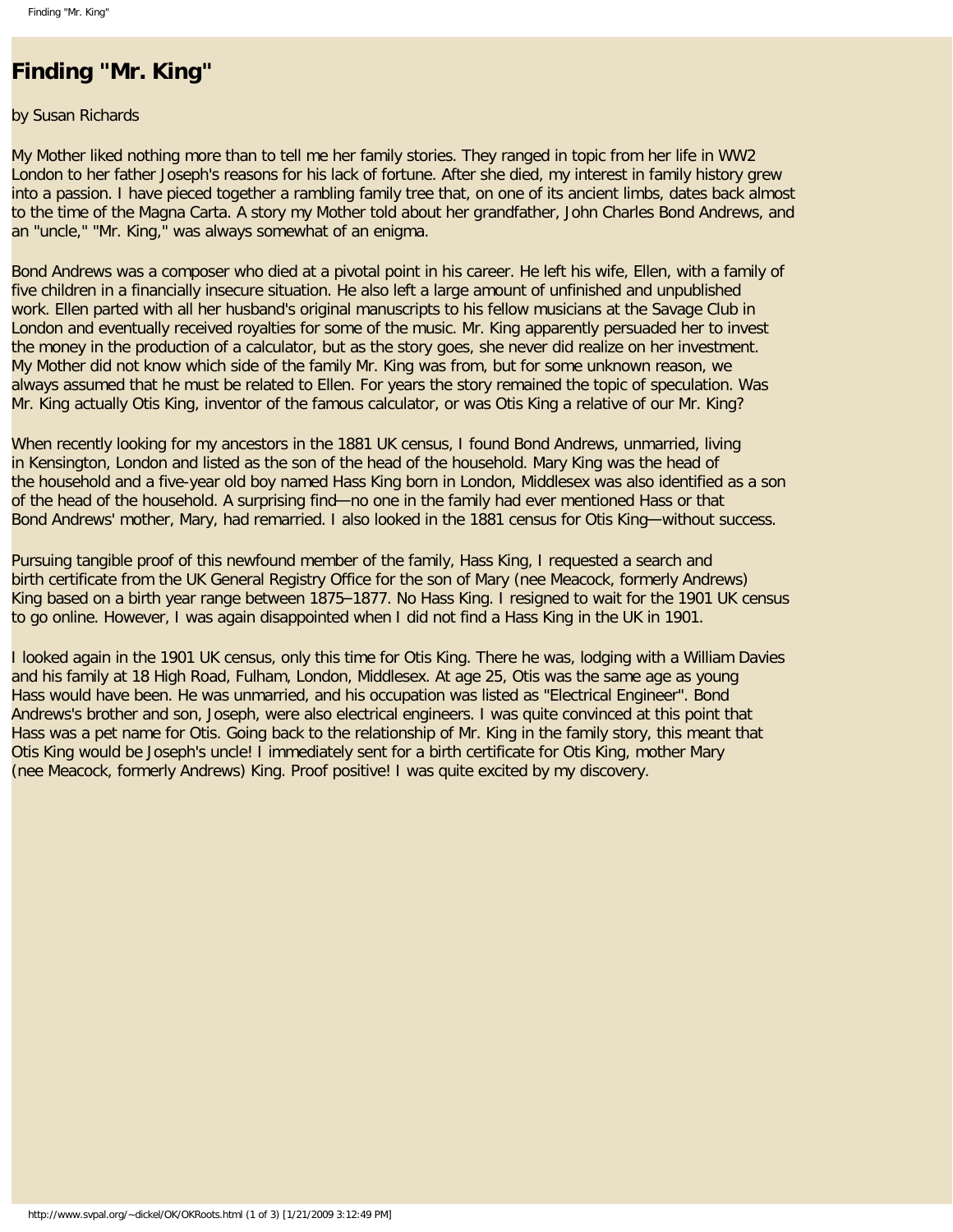# Finding "Mr. King"

by Susan Richards

My Mother liked nothing more than to tell me her family stories. They ranged in topic from her life in WW2 London to her father Joseph's reasons for his lack of fortune. After she died, my interest in family history grew into a passion. I have pieced together a rambling family tree that, on one of its ancient limbs, dates back almost to the time of the Magna Carta. A story my Mother told about her grandfather, John Charles Bond Andrews, and an "uncle," "Mr. King," was always somewhat of an enigma.

Bond Andrews was a composer who died at a pivotal point in his career. He left his wife, Ellen, with a family of five children in a financially insecure situation. He also left a large amount of unfinished and unpublished work. Ellen parted with all her husband's original manuscripts to his fellow musicians at the Savage Club in London and eventually received royalties for some of the music. Mr. King apparently persuaded her to invest the money in the production of a calculator, but as the story goes, she never did realize on her investment. My Mother did not know which side of the family Mr. King was from, but for some unknown reason, we always assumed that he must be related to Ellen. For years the story remained the topic of speculation. Was Mr. King actually Otis King, inventor of the famous calculator, or was Otis King a relative of our Mr. King?

When recently looking for my ancestors in the 1881 UK census, I found Bond Andrews, unmarried, living in Kensington, London and listed as the son of the head of the household. Mary King was the head of the household and a five-year old boy named Hass King born in London, Middlesex was also identified as a son of the head of the household. A surprising find—no one in the family had ever mentioned Hass or that Bond Andrews' mother, Mary, had remarried. I also looked in the 1881 census for Otis King—without success.

Pursuing tangible proof of this newfound member of the family, Hass King, I requested a search and birth certificate from the UK General Registry Office for the son of Mary (nee Meacock, formerly Andrews) King based on a birth year range between 1875–1877. No Hass King. I resigned to wait for the 1901 UK census to go online. However, I was again disappointed when I did not find a Hass King in the UK in 1901.

I looked again in the 1901 UK census, only this time for Otis King. There he was, lodging with a William Davies and his family at 18 High Road, Fulham, London, Middlesex. At age 25, Otis was the same age as young Hass would have been. He was unmarried, and his occupation was listed as "Electrical Engineer". Bond Andrews's brother and son, Joseph, were also electrical engineers. I was quite convinced at this point that Hass was a pet name for Otis. Going back to the relationship of Mr. King in the family story, this meant that Otis King would be Joseph's uncle! I immediately sent for a birth certificate for Otis King, mother Mary (nee Meacock, formerly Andrews) King. Proof positive! I was quite excited by my discovery.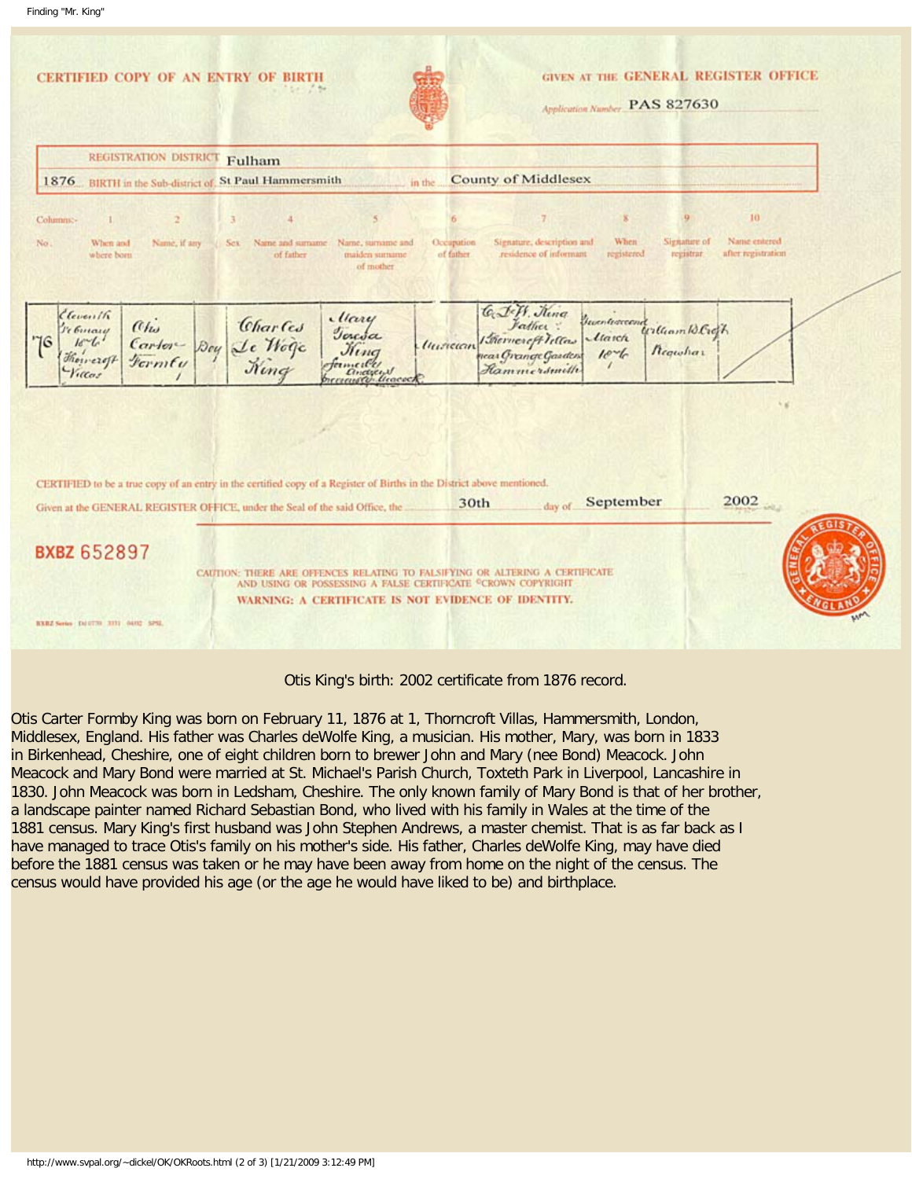CERTIFIED COPY OF AN ENTRY OF BIRTH

GIVEN AT THE GENERAL REGISTER OFFICE

Application Number PAS 827630

REGISTRATION DISTRICT Fulham

1876 BIRTH in the Sub-district of St Paul Hammersmith in the County of Middlesex

| Columns:- | 1 | 2 | 3 | 4 | 5 | 6 | 7 | 8 | 9 | 10 |
|---|---|---|---|---|---|---|---|---|---|---|
| No. | When and where born | Name, if any | Sex | Name and surname of father | Name, surname and maiden surname of mother | Occupation of father | Signature, description and residence of informant | When registered | Signature of registrar | Name entered after registration |
| 76 | Eleventh February 1876 Thorncroft Villas | Otis Carter Formby | Boy | Charles Le Wolfe King | Mary Teresa King formerly Andrews formerly Meacock | Musician | C. De W. King Father 1 Thorncroft Villas near Grange Gardens Hammersmith | Seventeenth March 1876 | William Croft Registrar | |

CERTIFIED to be a true copy of an entry in the certified copy of a Register of Births in the District above mentioned.

Given at the GENERAL REGISTER OFFICE, under the Seal of the said Office, the 30th day of September 2002

BXBZ 652897

CAUTION: THERE ARE OFFENCES RELATING TO FALSIFYING OR ALTERING A CERTIFICATE AND USING OR POSSESSING A FALSE CERTIFICATE ©CROWN COPYRIGHT

WARNING: A CERTIFICATE IS NOT EVIDENCE OF IDENTITY.

Otis King's birth: 2002 certificate from 1876 record.

Otis Carter Formby King was born on February 11, 1876 at 1, Thorncroft Villas, Hammersmith, London, Middlesex, England. His father was Charles deWolfe King, a musician. His mother, Mary, was born in 1833 in Birkenhead, Cheshire, one of eight children born to brewer John and Mary (nee Bond) Meacock. John Meacock and Mary Bond were married at St. Michael's Parish Church, Toxteth Park in Liverpool, Lancashire in 1830. John Meacock was born in Ledsham, Cheshire. The only known family of Mary Bond is that of her brother, a landscape painter named Richard Sebastian Bond, who lived with his family in Wales at the time of the 1881 census. Mary King's first husband was John Stephen Andrews, a master chemist. That is as far back as I have managed to trace Otis's family on his mother's side. His father, Charles deWolfe King, may have died before the 1881 census was taken or he may have been away from home on the night of the census. The census would have provided his age (or the age he would have liked to be) and birthplace.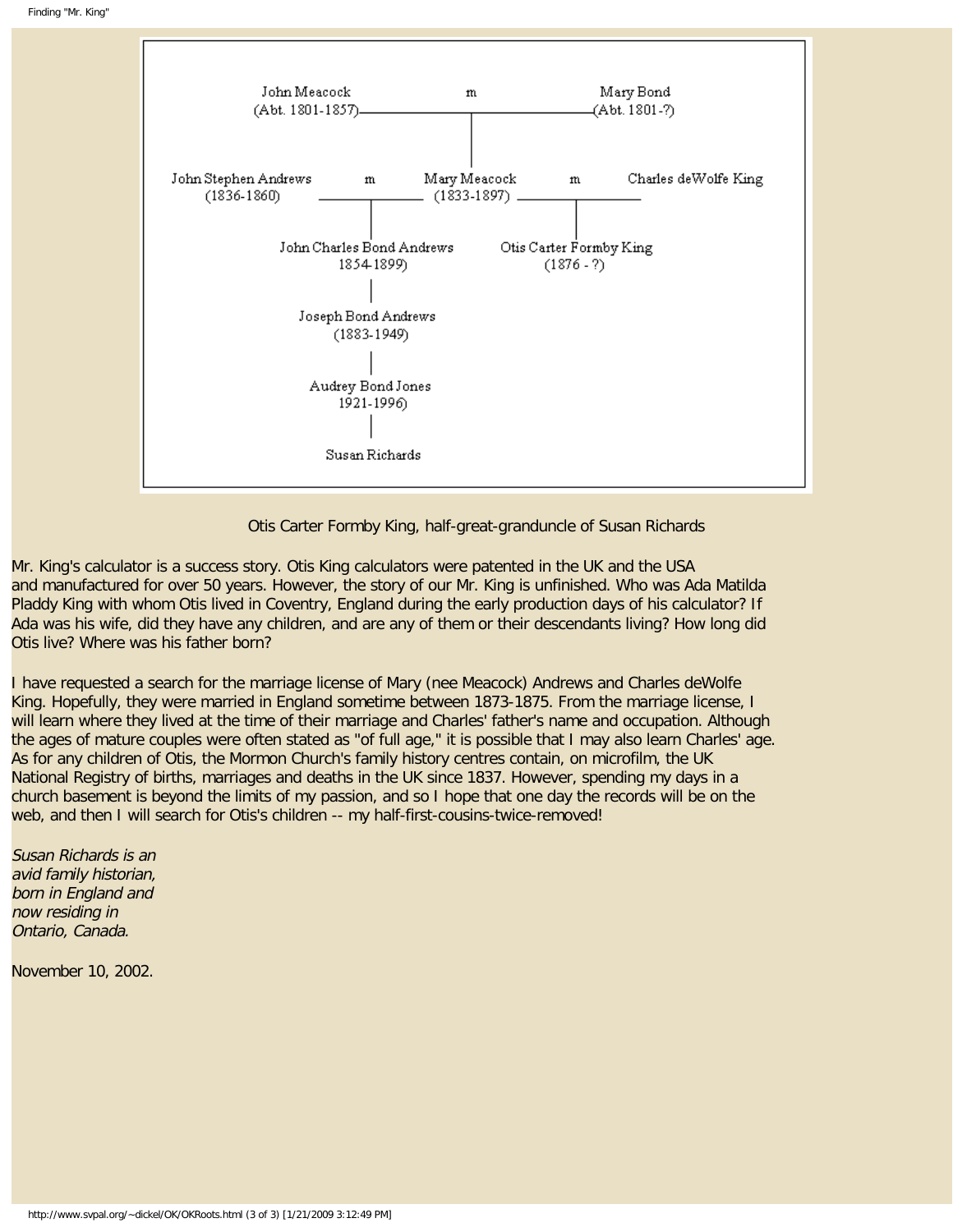John Meacock (Abt. 1801-1857) m Mary Bond (Abt. 1801-?)

John Stephen Andrews (1836-1860) m Mary Meacock (1833-1897) m Charles deWolfe King

John Charles Bond Andrews 1854-1899)

Otis Carter Formby King (1876 - ?)

Joseph Bond Andrews (1883-1949)

Audrey Bond Jones 1921-1996)

Susan Richards

Otis Carter Formby King, half-great-granduncle of Susan Richards

Mr. King's calculator is a success story. Otis King calculators were patented in the UK and the USA and manufactured for over 50 years. However, the story of our Mr. King is unfinished. Who was Ada Matilda Pladdy King with whom Otis lived in Coventry, England during the early production days of his calculator? If Ada was his wife, did they have any children, and are any of them or their descendants living? How long did Otis live? Where was his father born?

I have requested a search for the marriage license of Mary (nee Meacock) Andrews and Charles deWolfe King. Hopefully, they were married in England sometime between 1873-1875. From the marriage license, I will learn where they lived at the time of their marriage and Charles' father's name and occupation. Although the ages of mature couples were often stated as "of full age," it is possible that I may also learn Charles' age. As for any children of Otis, the Mormon Church's family history centres contain, on microfilm, the UK National Registry of births, marriages and deaths in the UK since 1837. However, spending my days in a church basement is beyond the limits of my passion, and so I hope that one day the records will be on the web, and then I will search for Otis's children -- my half-first-cousins-twice-removed!

*Susan Richards is an avid family historian, born in England and now residing in Ontario, Canada.*

November 10, 2002.